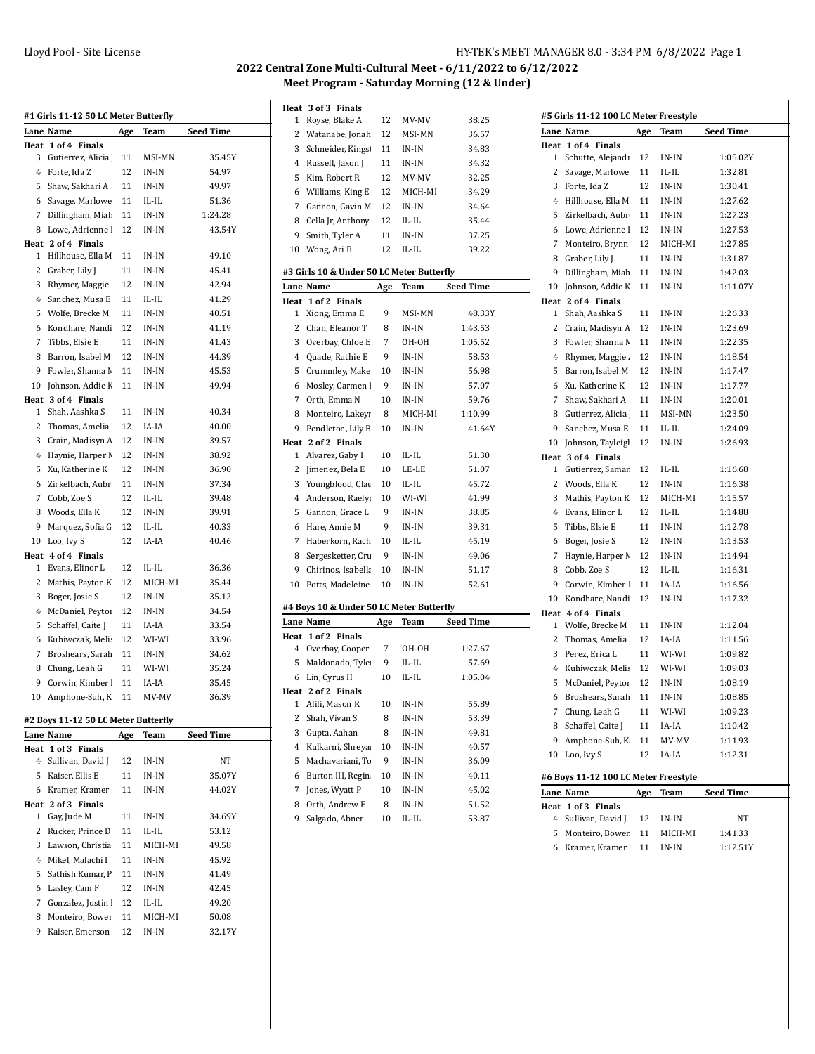## 2022 Central Zone Multi-Cultural Meet - 6/11/2022 to 6/12/2022

### Meet Program - Saturday Morning (12 & Under)

#### #1 Girls 11-12 50 LC Meter Butterfly

| Lane | Name | Age | Team | Seed Time |
|---|---|---|---|---|
| **Heat 1 of 4 Finals** | | | | |
| 3 | Gutierrez, Alicia J | 11 | MSI-MN | 35.45Y |
| 4 | Forte, Ida Z | 12 | IN-IN | 54.97 |
| 5 | Shaw, Sakhari A | 11 | IN-IN | 49.97 |
| 6 | Savage, Marlowe | 11 | IL-IL | 51.36 |
| 7 | Dillingham, Miah | 11 | IN-IN | 1:24.28 |
| 8 | Lowe, Adrienne I | 12 | IN-IN | 43.54Y |
| **Heat 2 of 4 Finals** | | | | |
| 1 | Hillhouse, Ella M | 11 | IN-IN | 49.10 |
| 2 | Graber, Lily J | 11 | IN-IN | 45.41 |
| 3 | Rhymer, Maggie | 12 | IN-IN | 42.94 |
| 4 | Sanchez, Musa E | 11 | IL-IL | 41.29 |
| 5 | Wolfe, Brecke M | 11 | IN-IN | 40.51 |
| 6 | Kondhare, Nandi | 12 | IN-IN | 41.19 |
| 7 | Tibbs, Elsie E | 11 | IN-IN | 41.43 |
| 8 | Barron, Isabel M | 12 | IN-IN | 44.39 |
| 9 | Fowler, Shanna M | 11 | IN-IN | 45.53 |
| 10 | Johnson, Addie K | 11 | IN-IN | 49.94 |
| **Heat 3 of 4 Finals** | | | | |
| 1 | Shah, Aashka S | 11 | IN-IN | 40.34 |
| 2 | Thomas, Amelia I | 12 | IA-IA | 40.00 |
| 3 | Crain, Madisyn A | 12 | IN-IN | 39.57 |
| 4 | Haynie, Harper M | 12 | IN-IN | 38.92 |
| 5 | Xu, Katherine K | 12 | IN-IN | 36.90 |
| 6 | Zirkelbach, Aubr | 11 | IN-IN | 37.34 |
| 7 | Cobb, Zoe S | 12 | IL-IL | 39.48 |
| 8 | Woods, Ella K | 12 | IN-IN | 39.91 |
| 9 | Marquez, Sofia G | 12 | IL-IL | 40.33 |
| 10 | Loo, Ivy S | 12 | IA-IA | 40.46 |
| **Heat 4 of 4 Finals** | | | | |
| 1 | Evans, Elinor L | 12 | IL-IL | 36.36 |
| 2 | Mathis, Payton K | 12 | MICH-MI | 35.44 |
| 3 | Boger, Josie S | 12 | IN-IN | 35.12 |
| 4 | McDaniel, Peytor | 12 | IN-IN | 34.54 |
| 5 | Schaffel, Caite J | 11 | IA-IA | 33.54 |
| 6 | Kuhiwczak, Melis | 12 | WI-WI | 33.96 |
| 7 | Broshears, Sarah | 11 | IN-IN | 34.62 |
| 8 | Chung, Leah G | 11 | WI-WI | 35.24 |
| 9 | Corwin, Kimber I | 11 | IA-IA | 35.45 |
| 10 | Amphone-Suh, K | 11 | MV-MV | 36.39 |

#### #2 Boys 11-12 50 LC Meter Butterfly

| Lane | Name | Age | Team | Seed Time |
|---|---|---|---|---|
| **Heat 1 of 3 Finals** | | | | |
| 4 | Sullivan, David J | 12 | IN-IN | NT |
| 5 | Kaiser, Ellis E | 11 | IN-IN | 35.07Y |
| 6 | Kramer, Kramer I | 11 | IN-IN | 44.02Y |
| **Heat 2 of 3 Finals** | | | | |
| 1 | Gay, Jude M | 11 | IN-IN | 34.69Y |
| 2 | Rucker, Prince D | 11 | IL-IL | 53.12 |
| 3 | Lawson, Christia | 11 | MICH-MI | 49.58 |
| 4 | Mikel, Malachi I | 11 | IN-IN | 45.92 |
| 5 | Sathish Kumar, P | 11 | IN-IN | 41.49 |
| 6 | Lasley, Cam F | 12 | IN-IN | 42.45 |
| 7 | Gonzalez, Justin I | 12 | IL-IL | 49.20 |
| 8 | Monteiro, Bower | 11 | MICH-MI | 50.08 |
| 9 | Kaiser, Emerson | 12 | IN-IN | 32.17Y |
| **Heat 3 of 3 Finals** | | | | |
| 1 | Royse, Blake A | 12 | MV-MV | 38.25 |
| 2 | Watanabe, Jonah | 12 | MSI-MN | 36.57 |
| 3 | Schneider, Kingst | 11 | IN-IN | 34.83 |
| 4 | Russell, Jaxon J | 11 | IN-IN | 34.32 |
| 5 | Kim, Robert R | 12 | MV-MV | 32.25 |
| 6 | Williams, King E | 12 | MICH-MI | 34.29 |
| 7 | Gannon, Gavin M | 12 | IN-IN | 34.64 |
| 8 | Cella Jr, Anthony | 12 | IL-IL | 35.44 |
| 9 | Smith, Tyler A | 11 | IN-IN | 37.25 |
| 10 | Wong, Ari B | 12 | IL-IL | 39.22 |

#### #3 Girls 10 & Under 50 LC Meter Butterfly

| Lane | Name | Age | Team | Seed Time |
|---|---|---|---|---|
| **Heat 1 of 2 Finals** | | | | |
| 1 | Xiong, Emma E | 9 | MSI-MN | 48.33Y |
| 2 | Chan, Eleanor T | 8 | IN-IN | 1:43.53 |
| 3 | Overbay, Chloe E | 7 | OH-OH | 1:05.52 |
| 4 | Quade, Ruthie E | 9 | IN-IN | 58.53 |
| 5 | Crummley, Make | 10 | IN-IN | 56.98 |
| 6 | Mosley, Carmen I | 9 | IN-IN | 57.07 |
| 7 | Orth, Emma N | 10 | IN-IN | 59.76 |
| 8 | Monteiro, Lakeyr | 8 | MICH-MI | 1:10.99 |
| 9 | Pendleton, Lily B | 10 | IN-IN | 41.64Y |
| **Heat 2 of 2 Finals** | | | | |
| 1 | Alvarez, Gaby I | 10 | IL-IL | 51.30 |
| 2 | Jimenez, Bela E | 10 | LE-LE | 51.07 |
| 3 | Youngblood, Clau | 10 | IL-IL | 45.72 |
| 4 | Anderson, Raelyn | 10 | WI-WI | 41.99 |
| 5 | Gannon, Grace L | 9 | IN-IN | 38.85 |
| 6 | Hare, Annie M | 9 | IN-IN | 39.31 |
| 7 | Haberkorn, Rach | 10 | IL-IL | 45.19 |
| 8 | Sergesketter, Cru | 9 | IN-IN | 49.06 |
| 9 | Chirinos, Isabella | 10 | IN-IN | 51.17 |
| 10 | Potts, Madeleine | 10 | IN-IN | 52.61 |

#### #4 Boys 10 & Under 50 LC Meter Butterfly

| Lane | Name | Age | Team | Seed Time |
|---|---|---|---|---|
| **Heat 1 of 2 Finals** | | | | |
| 4 | Overbay, Cooper | 7 | OH-OH | 1:27.67 |
| 5 | Maldonado, Tyler | 9 | IL-IL | 57.69 |
| 6 | Lin, Cyrus H | 10 | IL-IL | 1:05.04 |
| **Heat 2 of 2 Finals** | | | | |
| 1 | Afifi, Mason R | 10 | IN-IN | 55.89 |
| 2 | Shah, Vivan S | 8 | IN-IN | 53.39 |
| 3 | Gupta, Aahan | 8 | IN-IN | 49.81 |
| 4 | Kulkarni, Shreyar | 10 | IN-IN | 40.57 |
| 5 | Machavariani, To | 9 | IN-IN | 36.09 |
| 6 | Burton III, Regin | 10 | IN-IN | 40.11 |
| 7 | Jones, Wyatt P | 10 | IN-IN | 45.02 |
| 8 | Orth, Andrew E | 8 | IN-IN | 51.52 |
| 9 | Salgado, Abner | 10 | IL-IL | 53.87 |

#### #5 Girls 11-12 100 LC Meter Freestyle

| Lane | Name | Age | Team | Seed Time |
|---|---|---|---|---|
| **Heat 1 of 4 Finals** | | | | |
| 1 | Schutte, Alejandr | 12 | IN-IN | 1:05.02Y |
| 2 | Savage, Marlowe | 11 | IL-IL | 1:32.81 |
| 3 | Forte, Ida Z | 12 | IN-IN | 1:30.41 |
| 4 | Hillhouse, Ella M | 11 | IN-IN | 1:27.62 |
| 5 | Zirkelbach, Aubr | 11 | IN-IN | 1:27.23 |
| 6 | Lowe, Adrienne I | 12 | IN-IN | 1:27.53 |
| 7 | Monteiro, Brynn | 12 | MICH-MI | 1:27.85 |
| 8 | Graber, Lily J | 11 | IN-IN | 1:31.87 |
| 9 | Dillingham, Miah | 11 | IN-IN | 1:42.03 |
| 10 | Johnson, Addie K | 11 | IN-IN | 1:11.07Y |
| **Heat 2 of 4 Finals** | | | | |
| 1 | Shah, Aashka S | 11 | IN-IN | 1:26.33 |
| 2 | Crain, Madisyn A | 12 | IN-IN | 1:23.69 |
| 3 | Fowler, Shanna M | 11 | IN-IN | 1:22.35 |
| 4 | Rhymer, Maggie | 12 | IN-IN | 1:18.54 |
| 5 | Barron, Isabel M | 12 | IN-IN | 1:17.47 |
| 6 | Xu, Katherine K | 12 | IN-IN | 1:17.77 |
| 7 | Shaw, Sakhari A | 11 | IN-IN | 1:20.01 |
| 8 | Gutierrez, Alicia | 11 | MSI-MN | 1:23.50 |
| 9 | Sanchez, Musa E | 11 | IL-IL | 1:24.09 |
| 10 | Johnson, Tayleigh | 12 | IN-IN | 1:26.93 |
| **Heat 3 of 4 Finals** | | | | |
| 1 | Gutierrez, Samar | 12 | IL-IL | 1:16.68 |
| 2 | Woods, Ella K | 12 | IN-IN | 1:16.38 |
| 3 | Mathis, Payton K | 12 | MICH-MI | 1:15.57 |
| 4 | Evans, Elinor L | 12 | IL-IL | 1:14.88 |
| 5 | Tibbs, Elsie E | 11 | IN-IN | 1:12.78 |
| 6 | Boger, Josie S | 12 | IN-IN | 1:13.53 |
| 7 | Haynie, Harper M | 12 | IN-IN | 1:14.94 |
| 8 | Cobb, Zoe S | 12 | IL-IL | 1:16.31 |
| 9 | Corwin, Kimber I | 11 | IA-IA | 1:16.56 |
| 10 | Kondhare, Nandi | 12 | IN-IN | 1:17.32 |
| **Heat 4 of 4 Finals** | | | | |
| 1 | Wolfe, Brecke M | 11 | IN-IN | 1:12.04 |
| 2 | Thomas, Amelia | 12 | IA-IA | 1:11.56 |
| 3 | Perez, Erica L | 11 | WI-WI | 1:09.82 |
| 4 | Kuhiwczak, Melis | 12 | WI-WI | 1:09.03 |
| 5 | McDaniel, Peytor | 12 | IN-IN | 1:08.19 |
| 6 | Broshears, Sarah | 11 | IN-IN | 1:08.85 |
| 7 | Chung, Leah G | 11 | WI-WI | 1:09.23 |
| 8 | Schaffel, Caite J | 11 | IA-IA | 1:10.42 |
| 9 | Amphone-Suh, K | 11 | MV-MV | 1:11.93 |
| 10 | Loo, Ivy S | 12 | IA-IA | 1:12.31 |

#### #6 Boys 11-12 100 LC Meter Freestyle

| Lane | Name | Age | Team | Seed Time |
|---|---|---|---|---|
| **Heat 1 of 3 Finals** | | | | |
| 4 | Sullivan, David J | 12 | IN-IN | NT |
| 5 | Monteiro, Bower | 11 | MICH-MI | 1:41.33 |
| 6 | Kramer, Kramer | 11 | IN-IN | 1:12.51Y |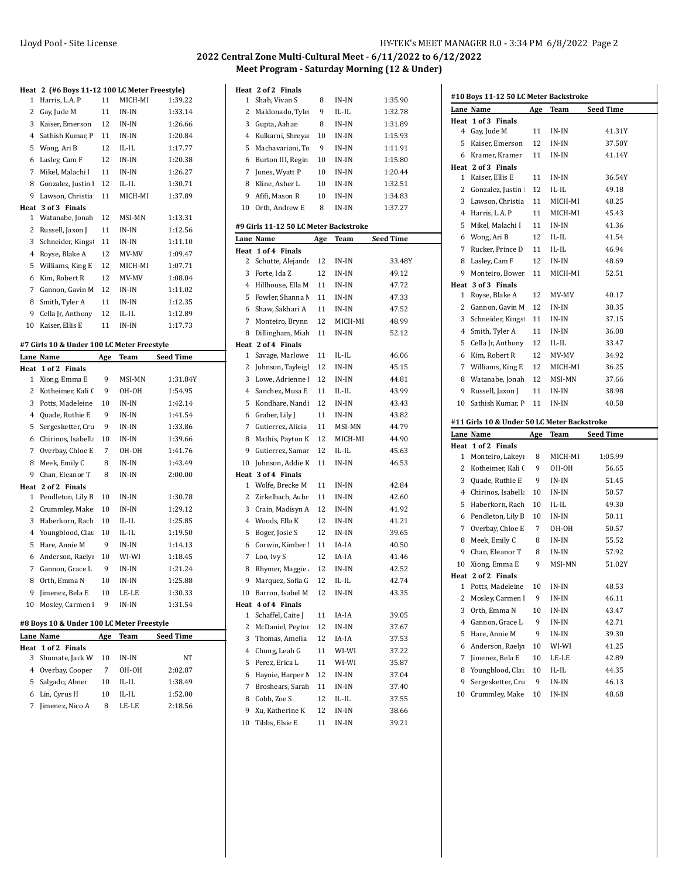## 2022 Central Zone Multi-Cultural Meet - 6/11/2022 to 6/12/2022
### Meet Program - Saturday Morning (12 & Under)

**Heat 2 (#6 Boys 11-12 100 LC Meter Freestyle)**

| Lane | Name | Age | Team | Seed Time |
|---|---|---|---|---|
| 1 | Harris, L.A. P | 11 | MICH-MI | 1:39.22 |
| 2 | Gay, Jude M | 11 | IN-IN | 1:33.14 |
| 3 | Kaiser, Emerson | 12 | IN-IN | 1:26.66 |
| 4 | Sathish Kumar, P | 11 | IN-IN | 1:20.84 |
| 5 | Wong, Ari B | 12 | IL-IL | 1:17.77 |
| 6 | Lasley, Cam F | 12 | IN-IN | 1:20.38 |
| 7 | Mikel, Malachi I | 11 | IN-IN | 1:26.27 |
| 8 | Gonzalez, Justin I | 12 | IL-IL | 1:30.71 |
| 9 | Lawson, Christia | 11 | MICH-MI | 1:37.89 |
| **Heat 3 of 3 Finals** | | | | |
| 1 | Watanabe, Jonah | 12 | MSI-MN | 1:13.31 |
| 2 | Russell, Jaxon J | 11 | IN-IN | 1:12.56 |
| 3 | Schneider, Kingst | 11 | IN-IN | 1:11.10 |
| 4 | Royse, Blake A | 12 | MV-MV | 1:09.47 |
| 5 | Williams, King E | 12 | MICH-MI | 1:07.71 |
| 6 | Kim, Robert R | 12 | MV-MV | 1:08.04 |
| 7 | Gannon, Gavin M | 12 | IN-IN | 1:11.02 |
| 8 | Smith, Tyler A | 11 | IN-IN | 1:12.35 |
| 9 | Cella Jr, Anthony | 12 | IL-IL | 1:12.89 |
| 10 | Kaiser, Ellis E | 11 | IN-IN | 1:17.73 |

**#7 Girls 10 & Under 100 LC Meter Freestyle**

| Lane | Name | Age | Team | Seed Time |
|---|---|---|---|---|
| **Heat 1 of 2 Finals** | | | | |
| 1 | Xiong, Emma E | 9 | MSI-MN | 1:31.84Y |
| 2 | Kotheimer, Kali C | 9 | OH-OH | 1:54.95 |
| 3 | Potts, Madeleine | 10 | IN-IN | 1:42.14 |
| 4 | Quade, Ruthie E | 9 | IN-IN | 1:41.54 |
| 5 | Sergesketter, Cru | 9 | IN-IN | 1:33.86 |
| 6 | Chirinos, Isabella | 10 | IN-IN | 1:39.66 |
| 7 | Overbay, Chloe E | 7 | OH-OH | 1:41.76 |
| 8 | Meek, Emily C | 8 | IN-IN | 1:43.49 |
| 9 | Chan, Eleanor T | 8 | IN-IN | 2:00.00 |
| **Heat 2 of 2 Finals** | | | | |
| 1 | Pendleton, Lily B | 10 | IN-IN | 1:30.78 |
| 2 | Crummley, Make | 10 | IN-IN | 1:29.12 |
| 3 | Haberkorn, Rach | 10 | IL-IL | 1:25.85 |
| 4 | Youngblood, Clau | 10 | IL-IL | 1:19.50 |
| 5 | Hare, Annie M | 9 | IN-IN | 1:14.13 |
| 6 | Anderson, Raelyn | 10 | WI-WI | 1:18.45 |
| 7 | Gannon, Grace L | 9 | IN-IN | 1:21.24 |
| 8 | Orth, Emma N | 10 | IN-IN | 1:25.88 |
| 9 | Jimenez, Bela E | 10 | LE-LE | 1:30.33 |
| 10 | Mosley, Carmen I | 9 | IN-IN | 1:31.54 |

**#8 Boys 10 & Under 100 LC Meter Freestyle**

| Lane | Name | Age | Team | Seed Time |
|---|---|---|---|---|
| **Heat 1 of 2 Finals** | | | | |
| 3 | Shumate, Jack W | 10 | IN-IN | NT |
| 4 | Overbay, Cooper | 7 | OH-OH | 2:02.87 |
| 5 | Salgado, Abner | 10 | IL-IL | 1:38.49 |
| 6 | Lin, Cyrus H | 10 | IL-IL | 1:52.00 |
| 7 | Jimenez, Nico A | 8 | LE-LE | 2:18.56 |
| **Heat 2 of 2 Finals** | | | | |
| 1 | Shah, Vivan S | 8 | IN-IN | 1:35.90 |
| 2 | Maldonado, Tyler | 9 | IL-IL | 1:32.78 |
| 3 | Gupta, Aahan | 8 | IN-IN | 1:31.89 |
| 4 | Kulkarni, Shreyan | 10 | IN-IN | 1:15.93 |
| 5 | Machavariani, To | 9 | IN-IN | 1:11.91 |
| 6 | Burton III, Regin | 10 | IN-IN | 1:15.80 |
| 7 | Jones, Wyatt P | 10 | IN-IN | 1:20.44 |
| 8 | Kline, Asher L | 10 | IN-IN | 1:32.51 |
| 9 | Afifi, Mason R | 10 | IN-IN | 1:34.83 |
| 10 | Orth, Andrew E | 8 | IN-IN | 1:37.27 |

**#9 Girls 11-12 50 LC Meter Backstroke**

| Lane | Name | Age | Team | Seed Time |
|---|---|---|---|---|
| **Heat 1 of 4 Finals** | | | | |
| 2 | Schutte, Alejandr | 12 | IN-IN | 33.48Y |
| 3 | Forte, Ida Z | 12 | IN-IN | 49.12 |
| 4 | Hillhouse, Ella M | 11 | IN-IN | 47.72 |
| 5 | Fowler, Shanna M | 11 | IN-IN | 47.33 |
| 6 | Shaw, Sakhari A | 11 | IN-IN | 47.52 |
| 7 | Monteiro, Brynn | 12 | MICH-MI | 48.99 |
| 8 | Dillingham, Miah | 11 | IN-IN | 52.12 |
| **Heat 2 of 4 Finals** | | | | |
| 1 | Savage, Marlowe | 11 | IL-IL | 46.06 |
| 2 | Johnson, Tayleigh | 12 | IN-IN | 45.15 |
| 3 | Lowe, Adrienne I | 12 | IN-IN | 44.81 |
| 4 | Sanchez, Musa E | 11 | IL-IL | 43.99 |
| 5 | Kondhare, Nandi | 12 | IN-IN | 43.43 |
| 6 | Graber, Lily J | 11 | IN-IN | 43.82 |
| 7 | Gutierrez, Alicia | 11 | MSI-MN | 44.79 |
| 8 | Mathis, Payton K | 12 | MICH-MI | 44.90 |
| 9 | Gutierrez, Samar | 12 | IL-IL | 45.63 |
| 10 | Johnson, Addie K | 11 | IN-IN | 46.53 |
| **Heat 3 of 4 Finals** | | | | |
| 1 | Wolfe, Brecke M | 11 | IN-IN | 42.84 |
| 2 | Zirkelbach, Aubr | 11 | IN-IN | 42.60 |
| 3 | Crain, Madisyn A | 12 | IN-IN | 41.92 |
| 4 | Woods, Ella K | 12 | IN-IN | 41.21 |
| 5 | Boger, Josie S | 12 | IN-IN | 39.65 |
| 6 | Corwin, Kimber I | 11 | IA-IA | 40.50 |
| 7 | Loo, Ivy S | 12 | IA-IA | 41.46 |
| 8 | Rhymer, Maggie | 12 | IN-IN | 42.52 |
| 9 | Marquez, Sofia G | 12 | IL-IL | 42.74 |
| 10 | Barron, Isabel M | 12 | IN-IN | 43.35 |
| **Heat 4 of 4 Finals** | | | | |
| 1 | Schaffel, Caite J | 11 | IA-IA | 39.05 |
| 2 | McDaniel, Peyton | 12 | IN-IN | 37.67 |
| 3 | Thomas, Amelia | 12 | IA-IA | 37.53 |
| 4 | Chung, Leah G | 11 | WI-WI | 37.22 |
| 5 | Perez, Erica L | 11 | WI-WI | 35.87 |
| 6 | Haynie, Harper M | 12 | IN-IN | 37.04 |
| 7 | Broshears, Sarah | 11 | IN-IN | 37.40 |
| 8 | Cobb, Zoe S | 12 | IL-IL | 37.55 |
| 9 | Xu, Katherine K | 12 | IN-IN | 38.66 |
| 10 | Tibbs, Elsie E | 11 | IN-IN | 39.21 |

**#10 Boys 11-12 50 LC Meter Backstroke**

| Lane | Name | Age | Team | Seed Time |
|---|---|---|---|---|
| **Heat 1 of 3 Finals** | | | | |
| 4 | Gay, Jude M | 11 | IN-IN | 41.31Y |
| 5 | Kaiser, Emerson | 12 | IN-IN | 37.50Y |
| 6 | Kramer, Kramer | 11 | IN-IN | 41.14Y |
| **Heat 2 of 3 Finals** | | | | |
| 1 | Kaiser, Ellis E | 11 | IN-IN | 36.54Y |
| 2 | Gonzalez, Justin I | 12 | IL-IL | 49.18 |
| 3 | Lawson, Christia | 11 | MICH-MI | 48.25 |
| 4 | Harris, L.A. P | 11 | MICH-MI | 45.43 |
| 5 | Mikel, Malachi I | 11 | IN-IN | 41.36 |
| 6 | Wong, Ari B | 12 | IL-IL | 41.54 |
| 7 | Rucker, Prince D | 11 | IL-IL | 46.94 |
| 8 | Lasley, Cam F | 12 | IN-IN | 48.69 |
| 9 | Monteiro, Bower | 11 | MICH-MI | 52.51 |
| **Heat 3 of 3 Finals** | | | | |
| 1 | Royse, Blake A | 12 | MV-MV | 40.17 |
| 2 | Gannon, Gavin M | 12 | IN-IN | 38.35 |
| 3 | Schneider, Kingst | 11 | IN-IN | 37.15 |
| 4 | Smith, Tyler A | 11 | IN-IN | 36.08 |
| 5 | Cella Jr, Anthony | 12 | IL-IL | 33.47 |
| 6 | Kim, Robert R | 12 | MV-MV | 34.92 |
| 7 | Williams, King E | 12 | MICH-MI | 36.25 |
| 8 | Watanabe, Jonah | 12 | MSI-MN | 37.66 |
| 9 | Russell, Jaxon J | 11 | IN-IN | 38.98 |
| 10 | Sathish Kumar, P | 11 | IN-IN | 40.58 |

**#11 Girls 10 & Under 50 LC Meter Backstroke**

| Lane | Name | Age | Team | Seed Time |
|---|---|---|---|---|
| **Heat 1 of 2 Finals** | | | | |
| 1 | Monteiro, Lakeyn | 8 | MICH-MI | 1:05.99 |
| 2 | Kotheimer, Kali C | 9 | OH-OH | 56.65 |
| 3 | Quade, Ruthie E | 9 | IN-IN | 51.45 |
| 4 | Chirinos, Isabella | 10 | IN-IN | 50.57 |
| 5 | Haberkorn, Rach | 10 | IL-IL | 49.30 |
| 6 | Pendleton, Lily B | 10 | IN-IN | 50.11 |
| 7 | Overbay, Chloe E | 7 | OH-OH | 50.57 |
| 8 | Meek, Emily C | 8 | IN-IN | 55.52 |
| 9 | Chan, Eleanor T | 8 | IN-IN | 57.92 |
| 10 | Xiong, Emma E | 9 | MSI-MN | 51.02Y |
| **Heat 2 of 2 Finals** | | | | |
| 1 | Potts, Madeleine | 10 | IN-IN | 48.53 |
| 2 | Mosley, Carmen I | 9 | IN-IN | 46.11 |
| 3 | Orth, Emma N | 10 | IN-IN | 43.47 |
| 4 | Gannon, Grace L | 9 | IN-IN | 42.71 |
| 5 | Hare, Annie M | 9 | IN-IN | 39.30 |
| 6 | Anderson, Raelyn | 10 | WI-WI | 41.25 |
| 7 | Jimenez, Bela E | 10 | LE-LE | 42.89 |
| 8 | Youngblood, Clau | 10 | IL-IL | 44.35 |
| 9 | Sergesketter, Cru | 9 | IN-IN | 46.13 |
| 10 | Crummley, Make | 10 | IN-IN | 48.68 |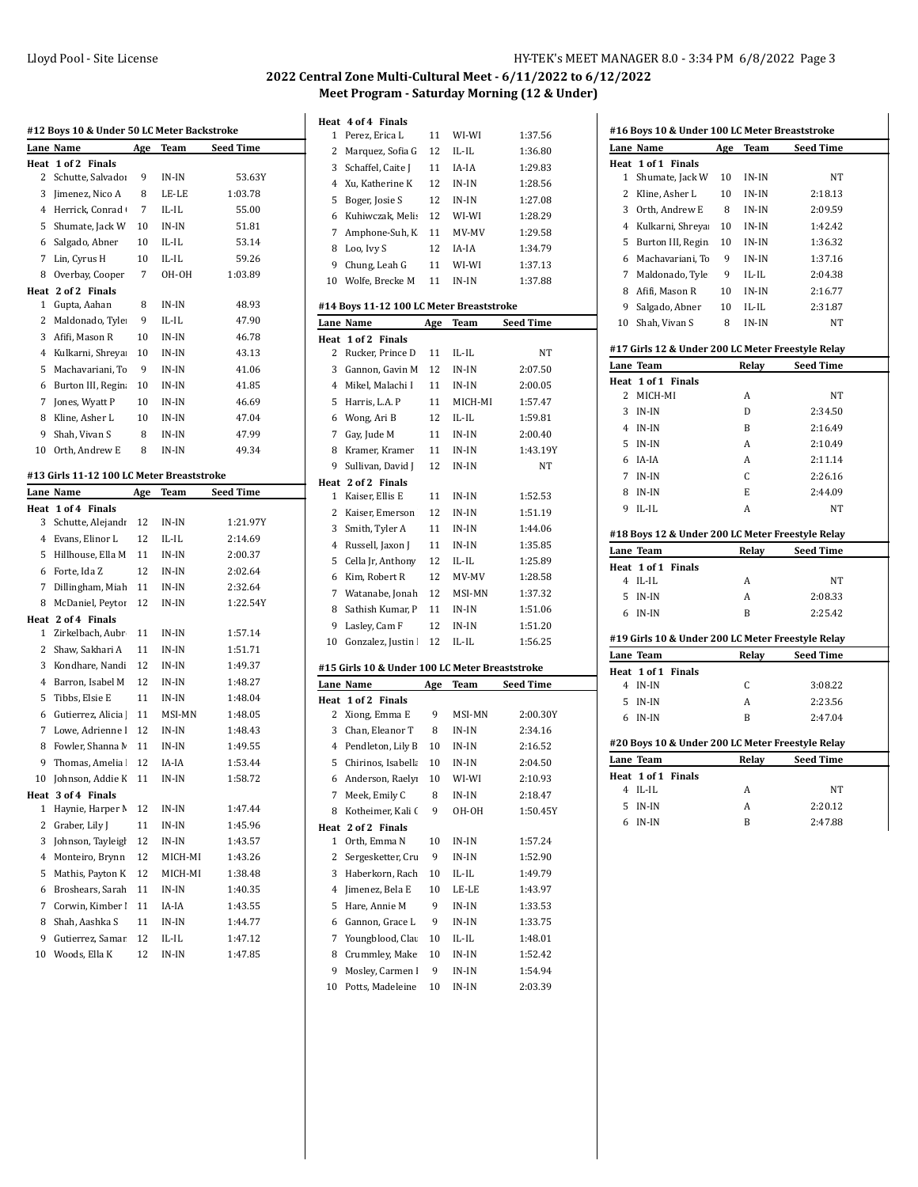# 2022 Central Zone Multi-Cultural Meet - 6/11/2022 to 6/12/2022

## Meet Program - Saturday Morning (12 & Under)

### #12 Boys 10 & Under 50 LC Meter Backstroke

| Lane | Name | Age | Team | Seed Time |
|---|---|---|---|---|
| **Heat 1 of 2 Finals** | | | | |
| 2 | Schutte, Salvador | 9 | IN-IN | 53.63Y |
| 3 | Jimenez, Nico A | 8 | LE-LE | 1:03.78 |
| 4 | Herrick, Conrad ( | 7 | IL-IL | 55.00 |
| 5 | Shumate, Jack W | 10 | IN-IN | 51.81 |
| 6 | Salgado, Abner | 10 | IL-IL | 53.14 |
| 7 | Lin, Cyrus H | 10 | IL-IL | 59.26 |
| 8 | Overbay, Cooper | 7 | OH-OH | 1:03.89 |
| **Heat 2 of 2 Finals** | | | | |
| 1 | Gupta, Aahan | 8 | IN-IN | 48.93 |
| 2 | Maldonado, Tyler | 9 | IL-IL | 47.90 |
| 3 | Afifi, Mason R | 10 | IN-IN | 46.78 |
| 4 | Kulkarni, Shreyas | 10 | IN-IN | 43.13 |
| 5 | Machavariani, To | 9 | IN-IN | 41.06 |
| 6 | Burton III, Regina | 10 | IN-IN | 41.85 |
| 7 | Jones, Wyatt P | 10 | IN-IN | 46.69 |
| 8 | Kline, Asher L | 10 | IN-IN | 47.04 |
| 9 | Shah, Vivan S | 8 | IN-IN | 47.99 |
| 10 | Orth, Andrew E | 8 | IN-IN | 49.34 |

### #13 Girls 11-12 100 LC Meter Breaststroke

| Lane | Name | Age | Team | Seed Time |
|---|---|---|---|---|
| **Heat 1 of 4 Finals** | | | | |
| 3 | Schutte, Alejandr | 12 | IN-IN | 1:21.97Y |
| 4 | Evans, Elinor L | 12 | IL-IL | 2:14.69 |
| 5 | Hillhouse, Ella M | 11 | IN-IN | 2:00.37 |
| 6 | Forte, Ida Z | 12 | IN-IN | 2:02.64 |
| 7 | Dillingham, Miah | 11 | IN-IN | 2:32.64 |
| 8 | McDaniel, Peytor | 12 | IN-IN | 1:22.54Y |
| **Heat 2 of 4 Finals** | | | | |
| 1 | Zirkelbach, Aubr | 11 | IN-IN | 1:57.14 |
| 2 | Shaw, Sakhari A | 11 | IN-IN | 1:51.71 |
| 3 | Kondhare, Nandi | 12 | IN-IN | 1:49.37 |
| 4 | Barron, Isabel M | 12 | IN-IN | 1:48.27 |
| 5 | Tibbs, Elsie E | 11 | IN-IN | 1:48.04 |
| 6 | Gutierrez, Alicia | 11 | MSI-MN | 1:48.05 |
| 7 | Lowe, Adrienne I | 12 | IN-IN | 1:48.43 |
| 8 | Fowler, Shanna M | 11 | IN-IN | 1:49.55 |
| 9 | Thomas, Amelia I | 12 | IA-IA | 1:53.44 |
| 10 | Johnson, Addie K | 11 | IN-IN | 1:58.72 |
| **Heat 3 of 4 Finals** | | | | |
| 1 | Haynie, Harper M | 12 | IN-IN | 1:47.44 |
| 2 | Graber, Lily J | 11 | IN-IN | 1:45.96 |
| 3 | Johnson, Tayleigh | 12 | IN-IN | 1:43.57 |
| 4 | Monteiro, Brynn | 12 | MICH-MI | 1:43.26 |
| 5 | Mathis, Payton K | 12 | MICH-MI | 1:38.48 |
| 6 | Broshears, Sarah | 11 | IN-IN | 1:40.35 |
| 7 | Corwin, Kimber I | 11 | IA-IA | 1:43.55 |
| 8 | Shah, Aashka S | 11 | IN-IN | 1:44.77 |
| 9 | Gutierrez, Samar | 12 | IL-IL | 1:47.12 |
| 10 | Woods, Ella K | 12 | IN-IN | 1:47.85 |
| **Heat 4 of 4 Finals** | | | | |
| 1 | Perez, Erica L | 11 | WI-WI | 1:37.56 |
| 2 | Marquez, Sofia G | 12 | IL-IL | 1:36.80 |
| 3 | Schaffel, Caite J | 11 | IA-IA | 1:29.83 |
| 4 | Xu, Katherine K | 12 | IN-IN | 1:28.56 |
| 5 | Boger, Josie S | 12 | IN-IN | 1:27.08 |
| 6 | Kuhiwczak, Melis | 12 | WI-WI | 1:28.29 |
| 7 | Amphone-Suh, K | 11 | MV-MV | 1:29.58 |
| 8 | Loo, Ivy S | 12 | IA-IA | 1:34.79 |
| 9 | Chung, Leah G | 11 | WI-WI | 1:37.13 |
| 10 | Wolfe, Brecke M | 11 | IN-IN | 1:37.88 |

### #14 Boys 11-12 100 LC Meter Breaststroke

| Lane | Name | Age | Team | Seed Time |
|---|---|---|---|---|
| **Heat 1 of 2 Finals** | | | | |
| 2 | Rucker, Prince D | 11 | IL-IL | NT |
| 3 | Gannon, Gavin M | 12 | IN-IN | 2:07.50 |
| 4 | Mikel, Malachi I | 11 | IN-IN | 2:00.05 |
| 5 | Harris, L.A. P | 11 | MICH-MI | 1:57.47 |
| 6 | Wong, Ari B | 12 | IL-IL | 1:59.81 |
| 7 | Gay, Jude M | 11 | IN-IN | 2:00.40 |
| 8 | Kramer, Kramer | 11 | IN-IN | 1:43.19Y |
| 9 | Sullivan, David J | 12 | IN-IN | NT |
| **Heat 2 of 2 Finals** | | | | |
| 1 | Kaiser, Ellis E | 11 | IN-IN | 1:52.53 |
| 2 | Kaiser, Emerson | 12 | IN-IN | 1:51.19 |
| 3 | Smith, Tyler A | 11 | IN-IN | 1:44.06 |
| 4 | Russell, Jaxon J | 11 | IN-IN | 1:35.85 |
| 5 | Cella Jr, Anthony | 12 | IL-IL | 1:25.89 |
| 6 | Kim, Robert R | 12 | MV-MV | 1:28.58 |
| 7 | Watanabe, Jonah | 12 | MSI-MN | 1:37.32 |
| 8 | Sathish Kumar, P | 11 | IN-IN | 1:51.06 |
| 9 | Lasley, Cam F | 12 | IN-IN | 1:51.20 |
| 10 | Gonzalez, Justin I | 12 | IL-IL | 1:56.25 |

### #15 Girls 10 & Under 100 LC Meter Breaststroke

| Lane | Name | Age | Team | Seed Time |
|---|---|---|---|---|
| **Heat 1 of 2 Finals** | | | | |
| 2 | Xiong, Emma E | 9 | MSI-MN | 2:00.30Y |
| 3 | Chan, Eleanor T | 8 | IN-IN | 2:34.16 |
| 4 | Pendleton, Lily B | 10 | IN-IN | 2:16.52 |
| 5 | Chirinos, Isabella | 10 | IN-IN | 2:04.50 |
| 6 | Anderson, Raelyn | 10 | WI-WI | 2:10.93 |
| 7 | Meek, Emily C | 8 | IN-IN | 2:18.47 |
| 8 | Kotheimer, Kali C | 9 | OH-OH | 1:50.45Y |
| **Heat 2 of 2 Finals** | | | | |
| 1 | Orth, Emma N | 10 | IN-IN | 1:57.24 |
| 2 | Sergesketter, Cru | 9 | IN-IN | 1:52.90 |
| 3 | Haberkorn, Rach | 10 | IL-IL | 1:49.79 |
| 4 | Jimenez, Bela E | 10 | LE-LE | 1:43.97 |
| 5 | Hare, Annie M | 9 | IN-IN | 1:33.53 |
| 6 | Gannon, Grace L | 9 | IN-IN | 1:33.75 |
| 7 | Youngblood, Clau | 10 | IL-IL | 1:48.01 |
| 8 | Crummley, Make | 10 | IN-IN | 1:52.42 |
| 9 | Mosley, Carmen I | 9 | IN-IN | 1:54.94 |
| 10 | Potts, Madeleine | 10 | IN-IN | 2:03.39 |

### #16 Boys 10 & Under 100 LC Meter Breaststroke

| Lane | Name | Age | Team | Seed Time |
|---|---|---|---|---|
| **Heat 1 of 1 Finals** | | | | |
| 1 | Shumate, Jack W | 10 | IN-IN | NT |
| 2 | Kline, Asher L | 10 | IN-IN | 2:18.13 |
| 3 | Orth, Andrew E | 8 | IN-IN | 2:09.59 |
| 4 | Kulkarni, Shreyas | 10 | IN-IN | 1:42.42 |
| 5 | Burton III, Regina | 10 | IN-IN | 1:36.32 |
| 6 | Machavariani, To | 9 | IN-IN | 1:37.16 |
| 7 | Maldonado, Tyle | 9 | IL-IL | 2:04.38 |
| 8 | Afifi, Mason R | 10 | IN-IN | 2:16.77 |
| 9 | Salgado, Abner | 10 | IL-IL | 2:31.87 |
| 10 | Shah, Vivan S | 8 | IN-IN | NT |

### #17 Girls 12 & Under 200 LC Meter Freestyle Relay

| Lane | Team | Relay | Seed Time |
|---|---|---|---|
| **Heat 1 of 1 Finals** | | | |
| 2 | MICH-MI | A | NT |
| 3 | IN-IN | D | 2:34.50 |
| 4 | IN-IN | B | 2:16.49 |
| 5 | IN-IN | A | 2:10.49 |
| 6 | IA-IA | A | 2:11.14 |
| 7 | IN-IN | C | 2:26.16 |
| 8 | IN-IN | E | 2:44.09 |
| 9 | IL-IL | A | NT |

### #18 Boys 12 & Under 200 LC Meter Freestyle Relay

| Lane | Team | Relay | Seed Time |
|---|---|---|---|
| **Heat 1 of 1 Finals** | | | |
| 4 | IL-IL | A | NT |
| 5 | IN-IN | A | 2:08.33 |
| 6 | IN-IN | B | 2:25.42 |

### #19 Girls 10 & Under 200 LC Meter Freestyle Relay

| Lane | Team | Relay | Seed Time |
|---|---|---|---|
| **Heat 1 of 1 Finals** | | | |
| 4 | IN-IN | C | 3:08.22 |
| 5 | IN-IN | A | 2:23.56 |
| 6 | IN-IN | B | 2:47.04 |

### #20 Boys 10 & Under 200 LC Meter Freestyle Relay

| Lane | Team | Relay | Seed Time |
|---|---|---|---|
| **Heat 1 of 1 Finals** | | | |
| 4 | IL-IL | A | NT |
| 5 | IN-IN | A | 2:20.12 |
| 6 | IN-IN | B | 2:47.88 |